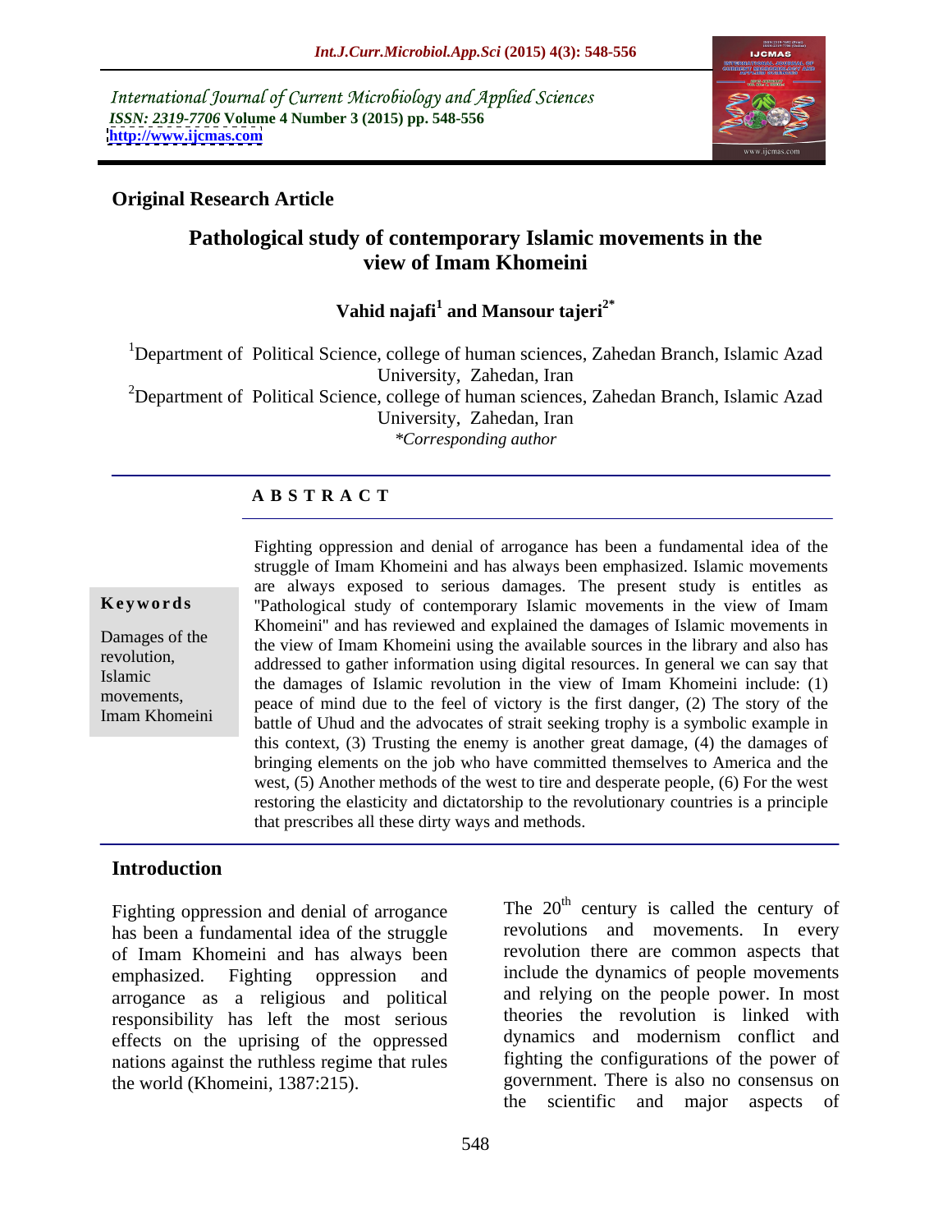International Journal of Current Microbiology and Applied Sciences
*ISSN: 2319-7706* **Volume 4 Number 3 (2015) pp. 548-556**
**http://www.ijcmas.com**

**Original Research Article**

# Pathological study of contemporary Islamic movements in the view of Imam Khomeini

**Vahid najafi[1] and Mansour tajeri[2*]**

[1]Department of Political Science, college of human sciences, Zahedan Branch, Islamic Azad University, Zahedan, Iran

[2]Department of Political Science, college of human sciences, Zahedan Branch, Islamic Azad University, Zahedan, Iran

*\*Corresponding author*

## A B S T R A C T

**Keywords**

Damages of the revolution, Islamic movements, Imam Khomeini

Fighting oppression and denial of arrogance has been a fundamental idea of the struggle of Imam Khomeini and has always been emphasized. Islamic movements are always exposed to serious damages. The present study is entitles as "Pathological study of contemporary Islamic movements in the view of Imam Khomeini" and has reviewed and explained the damages of Islamic movements in the view of Imam Khomeini using the available sources in the library and also has addressed to gather information using digital resources. In general we can say that the damages of Islamic revolution in the view of Imam Khomeini include: (1) peace of mind due to the feel of victory is the first danger, (2) The story of the battle of Uhud and the advocates of strait seeking trophy is a symbolic example in this context, (3) Trusting the enemy is another great damage, (4) the damages of bringing elements on the job who have committed themselves to America and the west, (5) Another methods of the west to tire and desperate people, (6) For the west restoring the elasticity and dictatorship to the revolutionary countries is a principle that prescribes all these dirty ways and methods.

## Introduction

Fighting oppression and denial of arrogance has been a fundamental idea of the struggle of Imam Khomeini and has always been emphasized. Fighting oppression and arrogance as a religious and political responsibility has left the most serious effects on the uprising of the oppressed nations against the ruthless regime that rules the world (Khomeini, 1387:215).

The 20th century is called the century of revolutions and movements. In every revolution there are common aspects that include the dynamics of people movements and relying on the people power. In most theories the revolution is linked with dynamics and modernism conflict and fighting the configurations of the power of government. There is also no consensus on the scientific and major aspects of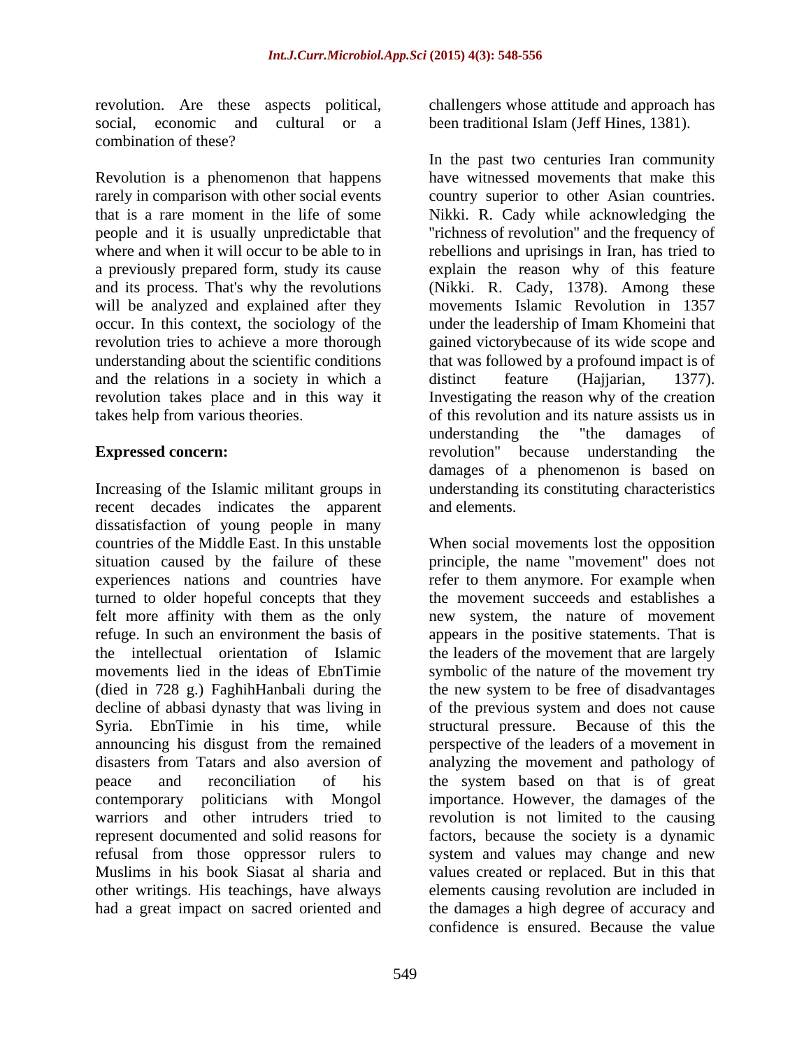revolution. Are these aspects political, social, economic and cultural or a combination of these?

Revolution is a phenomenon that happens rarely in comparison with other social events that is a rare moment in the life of some people and it is usually unpredictable that where and when it will occur to be able to in a previously prepared form, study its cause and its process. That's why the revolutions will be analyzed and explained after they occur. In this context, the sociology of the revolution tries to achieve a more thorough understanding about the scientific conditions and the relations in a society in which a revolution takes place and in this way it takes help from various theories.

**Expressed concern:**

Increasing of the Islamic militant groups in recent decades indicates the apparent dissatisfaction of young people in many countries of the Middle East. In this unstable situation caused by the failure of these experiences nations and countries have turned to older hopeful concepts that they felt more affinity with them as the only refuge. In such an environment the basis of the intellectual orientation of Islamic movements lied in the ideas of EbnTimie (died in 728 g.) FaghihHanbali during the decline of abbasi dynasty that was living in Syria. EbnTimie in his time, while announcing his disgust from the remained disasters from Tatars and also aversion of peace and reconciliation of his contemporary politicians with Mongol warriors and other intruders tried to represent documented and solid reasons for refusal from those oppressor rulers to Muslims in his book Siasat al sharia and other writings. His teachings, have always had a great impact on sacred oriented and challengers whose attitude and approach has been traditional Islam (Jeff Hines, 1381).

In the past two centuries Iran community have witnessed movements that make this country superior to other Asian countries. Nikki. R. Cady while acknowledging the "richness of revolution" and the frequency of rebellions and uprisings in Iran, has tried to explain the reason why of this feature (Nikki. R. Cady, 1378). Among these movements Islamic Revolution in 1357 under the leadership of Imam Khomeini that gained victorybecause of its wide scope and that was followed by a profound impact is of distinct feature (Hajjarian, 1377). Investigating the reason why of the creation of this revolution and its nature assists us in understanding the "the damages of revolution" because understanding the damages of a phenomenon is based on understanding its constituting characteristics and elements.

When social movements lost the opposition principle, the name "movement" does not refer to them anymore. For example when the movement succeeds and establishes a new system, the nature of movement appears in the positive statements. That is the leaders of the movement that are largely symbolic of the nature of the movement try the new system to be free of disadvantages of the previous system and does not cause structural pressure. Because of this the perspective of the leaders of a movement in analyzing the movement and pathology of the system based on that is of great importance. However, the damages of the revolution is not limited to the causing factors, because the society is a dynamic system and values may change and new values created or replaced. But in this that elements causing revolution are included in the damages a high degree of accuracy and confidence is ensured. Because the value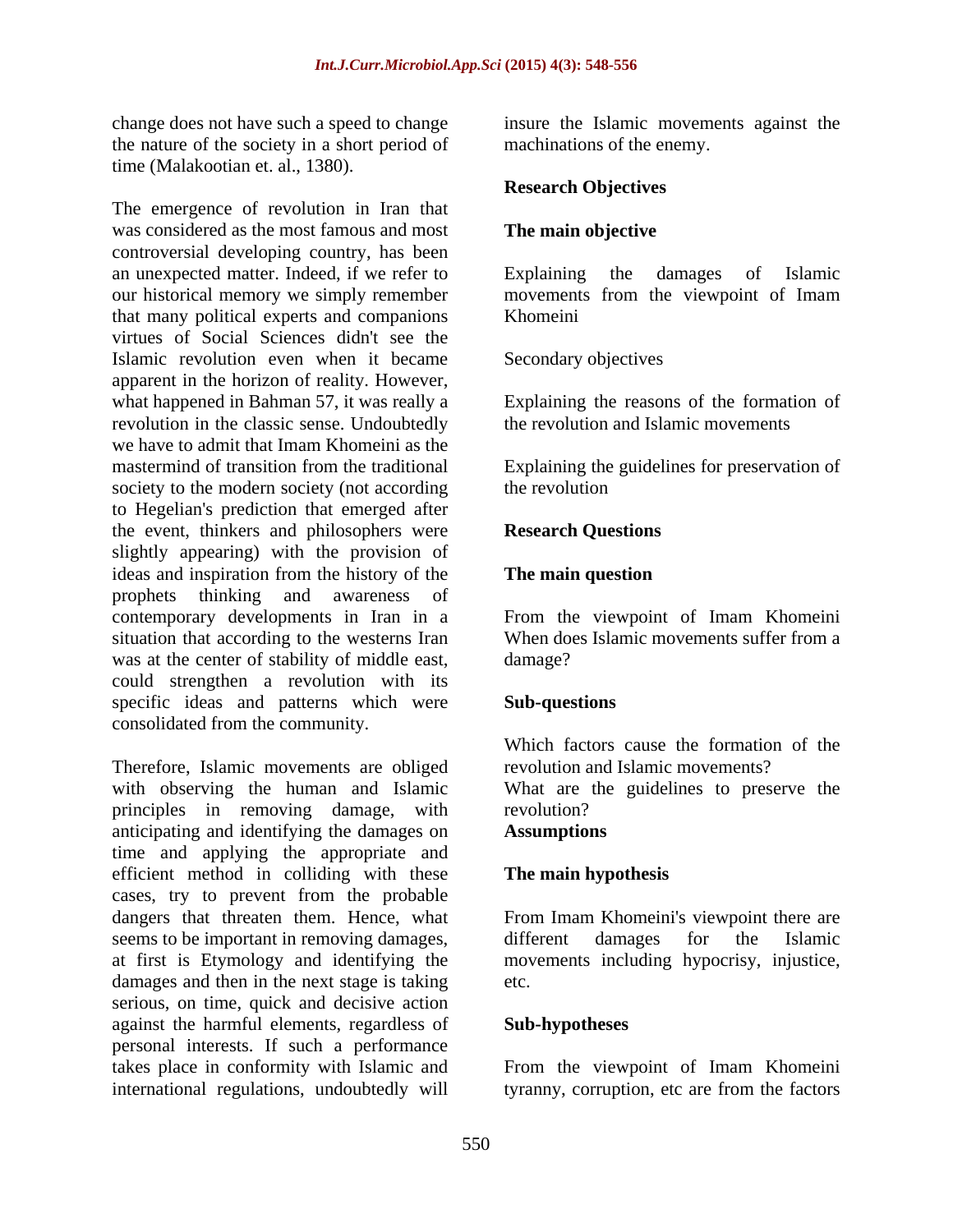change does not have such a speed to change the nature of the society in a short period of time (Malakootian et. al., 1380).

The emergence of revolution in Iran that was considered as the most famous and most controversial developing country, has been an unexpected matter. Indeed, if we refer to our historical memory we simply remember that many political experts and companions virtues of Social Sciences didn't see the Islamic revolution even when it became apparent in the horizon of reality. However, what happened in Bahman 57, it was really a revolution in the classic sense. Undoubtedly we have to admit that Imam Khomeini as the mastermind of transition from the traditional society to the modern society (not according to Hegelian's prediction that emerged after the event, thinkers and philosophers were slightly appearing) with the provision of ideas and inspiration from the history of the prophets thinking and awareness of contemporary developments in Iran in a situation that according to the westerns Iran was at the center of stability of middle east, could strengthen a revolution with its specific ideas and patterns which were consolidated from the community.

Therefore, Islamic movements are obliged with observing the human and Islamic principles in removing damage, with anticipating and identifying the damages on time and applying the appropriate and efficient method in colliding with these cases, try to prevent from the probable dangers that threaten them. Hence, what seems to be important in removing damages, at first is Etymology and identifying the damages and then in the next stage is taking serious, on time, quick and decisive action against the harmful elements, regardless of personal interests. If such a performance takes place in conformity with Islamic and international regulations, undoubtedly will insure the Islamic movements against the machinations of the enemy.

## Research Objectives

### The main objective

Explaining the damages of Islamic movements from the viewpoint of Imam Khomeini

Secondary objectives

Explaining the reasons of the formation of the revolution and Islamic movements

Explaining the guidelines for preservation of the revolution

## Research Questions

### The main question

From the viewpoint of Imam Khomeini When does Islamic movements suffer from a damage?

### Sub-questions

Which factors cause the formation of the revolution and Islamic movements?

What are the guidelines to preserve the revolution?

## Assumptions

### The main hypothesis

From Imam Khomeini's viewpoint there are different damages for the Islamic movements including hypocrisy, injustice, etc.

### Sub-hypotheses

From the viewpoint of Imam Khomeini tyranny, corruption, etc are from the factors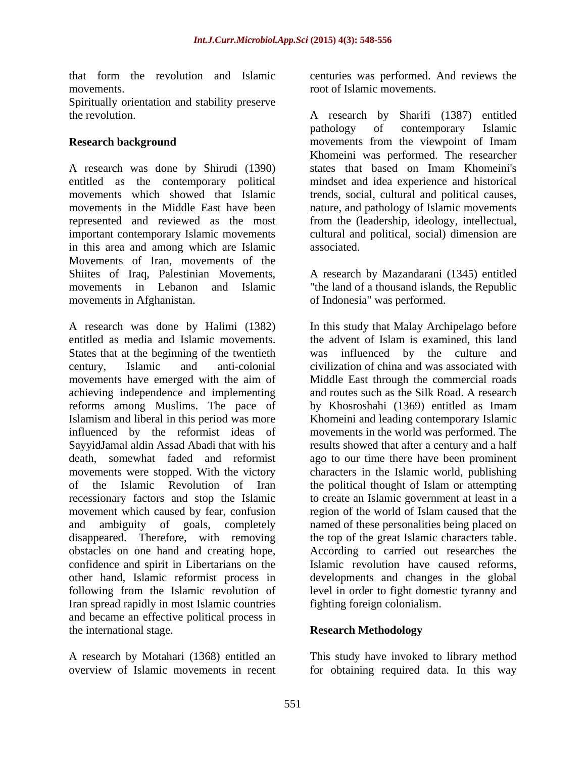that form the revolution and Islamic movements.

Spiritually orientation and stability preserve the revolution.

## Research background

A research was done by Shirudi (1390) entitled as the contemporary political movements which showed that Islamic movements in the Middle East have been represented and reviewed as the most important contemporary Islamic movements in this area and among which are Islamic Movements of Iran, movements of the Shiites of Iraq, Palestinian Movements, movements in Lebanon and Islamic movements in Afghanistan.

A research was done by Halimi (1382) entitled as media and Islamic movements. States that at the beginning of the twentieth century, Islamic and anti-colonial movements have emerged with the aim of achieving independence and implementing reforms among Muslims. The pace of Islamism and liberal in this period was more influenced by the reformist ideas of SayyidJamal aldin Assad Abadi that with his death, somewhat faded and reformist movements were stopped. With the victory of the Islamic Revolution of Iran recessionary factors and stop the Islamic movement which caused by fear, confusion and ambiguity of goals, completely disappeared. Therefore, with removing obstacles on one hand and creating hope, confidence and spirit in Libertarians on the other hand, Islamic reformist process in following from the Islamic revolution of Iran spread rapidly in most Islamic countries and became an effective political process in the international stage.

A research by Motahari (1368) entitled an overview of Islamic movements in recent centuries was performed. And reviews the root of Islamic movements.

A research by Sharifi (1387) entitled pathology of contemporary Islamic movements from the viewpoint of Imam Khomeini was performed. The researcher states that based on Imam Khomeini's mindset and idea experience and historical trends, social, cultural and political causes, nature, and pathology of Islamic movements from the (leadership, ideology, intellectual, cultural and political, social) dimension are associated.

A research by Mazandarani (1345) entitled "the land of a thousand islands, the Republic of Indonesia" was performed.

In this study that Malay Archipelago before the advent of Islam is examined, this land was influenced by the culture and civilization of china and was associated with Middle East through the commercial roads and routes such as the Silk Road. A research by Khosroshahi (1369) entitled as Imam Khomeini and leading contemporary Islamic movements in the world was performed. The results showed that after a century and a half ago to our time there have been prominent characters in the Islamic world, publishing the political thought of Islam or attempting to create an Islamic government at least in a region of the world of Islam caused that the named of these personalities being placed on the top of the great Islamic characters table. According to carried out researches the Islamic revolution have caused reforms, developments and changes in the global level in order to fight domestic tyranny and fighting foreign colonialism.

## Research Methodology

This study have invoked to library method for obtaining required data. In this way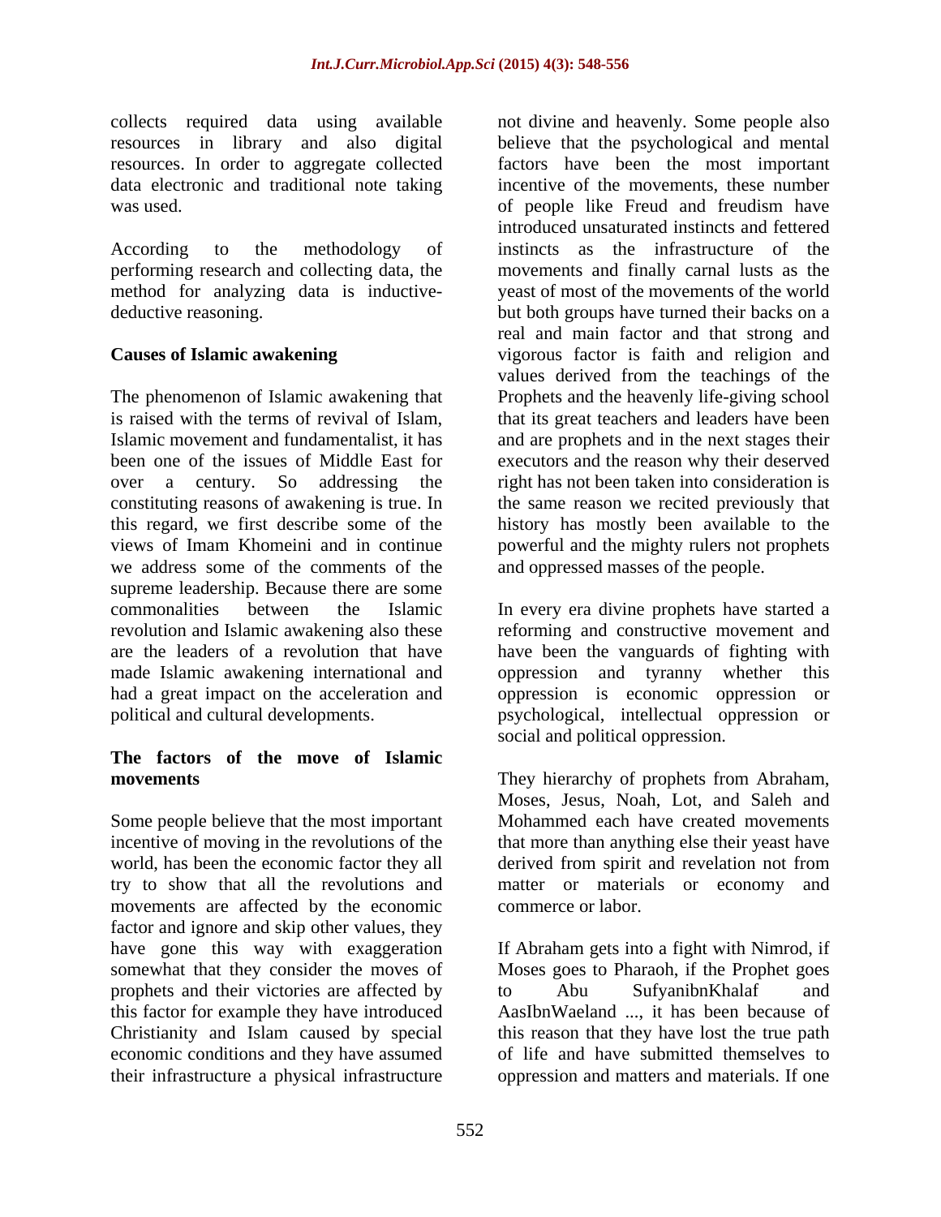collects required data using available resources in library and also digital resources. In order to aggregate collected data electronic and traditional note taking was used.

According to the methodology of performing research and collecting data, the method for analyzing data is inductive-deductive reasoning.

**Causes of Islamic awakening**

The phenomenon of Islamic awakening that is raised with the terms of revival of Islam, Islamic movement and fundamentalist, it has been one of the issues of Middle East for over a century. So addressing the constituting reasons of awakening is true. In this regard, we first describe some of the views of Imam Khomeini and in continue we address some of the comments of the supreme leadership. Because there are some commonalities between the Islamic revolution and Islamic awakening also these are the leaders of a revolution that have made Islamic awakening international and had a great impact on the acceleration and political and cultural developments.

**The factors of the move of Islamic movements**

Some people believe that the most important incentive of moving in the revolutions of the world, has been the economic factor they all try to show that all the revolutions and movements are affected by the economic factor and ignore and skip other values, they have gone this way with exaggeration somewhat that they consider the moves of prophets and their victories are affected by this factor for example they have introduced Christianity and Islam caused by special economic conditions and they have assumed their infrastructure a physical infrastructure not divine and heavenly. Some people also believe that the psychological and mental factors have been the most important incentive of the movements, these number of people like Freud and freudism have introduced unsaturated instincts and fettered instincts as the infrastructure of the movements and finally carnal lusts as the yeast of most of the movements of the world but both groups have turned their backs on a real and main factor and that strong and vigorous factor is faith and religion and values derived from the teachings of the Prophets and the heavenly life-giving school that its great teachers and leaders have been and are prophets and in the next stages their executors and the reason why their deserved right has not been taken into consideration is the same reason we recited previously that history has mostly been available to the powerful and the mighty rulers not prophets and oppressed masses of the people.

In every era divine prophets have started a reforming and constructive movement and have been the vanguards of fighting with oppression and tyranny whether this oppression is economic oppression or psychological, intellectual oppression or social and political oppression.

They hierarchy of prophets from Abraham, Moses, Jesus, Noah, Lot, and Saleh and Mohammed each have created movements that more than anything else their yeast have derived from spirit and revelation not from matter or materials or economy and commerce or labor.

If Abraham gets into a fight with Nimrod, if Moses goes to Pharaoh, if the Prophet goes to Abu SufyanibnKhalaf and AasIbnWaeland ..., it has been because of this reason that they have lost the true path of life and have submitted themselves to oppression and matters and materials. If one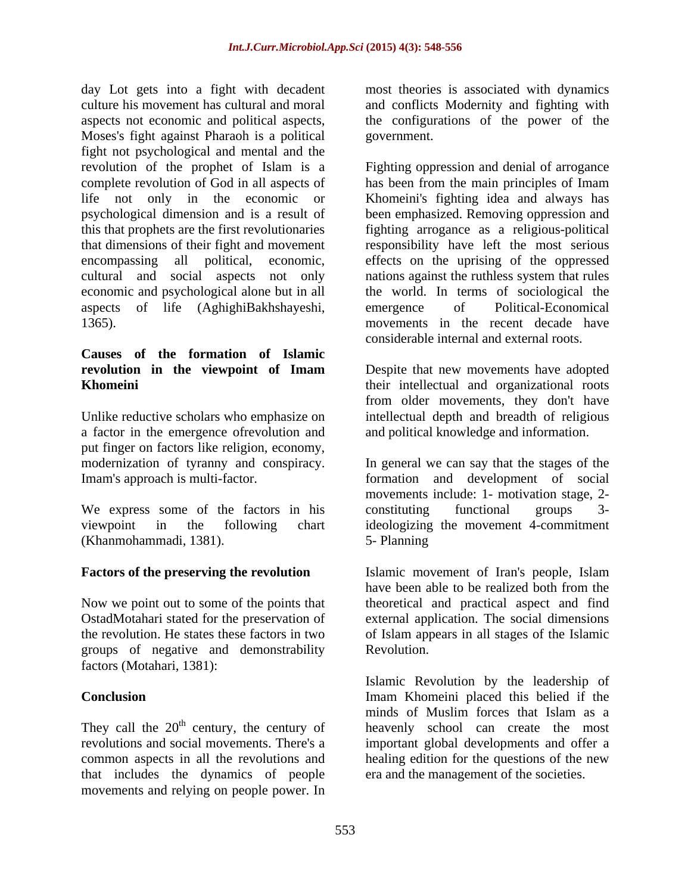day Lot gets into a fight with decadent culture his movement has cultural and moral aspects not economic and political aspects, Moses's fight against Pharaoh is a political fight not psychological and mental and the revolution of the prophet of Islam is a complete revolution of God in all aspects of life not only in the economic or psychological dimension and is a result of this that prophets are the first revolutionaries that dimensions of their fight and movement encompassing all political, economic, cultural and social aspects not only economic and psychological alone but in all aspects of life (AghighiBakhshayeshi, 1365).

### Causes of the formation of Islamic revolution in the viewpoint of Imam Khomeini

Unlike reductive scholars who emphasize on a factor in the emergence ofrevolution and put finger on factors like religion, economy, modernization of tyranny and conspiracy. Imam's approach is multi-factor.

We express some of the factors in his viewpoint in the following chart (Khanmohammadi, 1381).

### Factors of the preserving the revolution

Now we point out to some of the points that OstadMotahari stated for the preservation of the revolution. He states these factors in two groups of negative and demonstrability factors (Motahari, 1381):

### Conclusion

They call the 20th century, the century of revolutions and social movements. There's a common aspects in all the revolutions and that includes the dynamics of people movements and relying on people power. In most theories is associated with dynamics and conflicts Modernity and fighting with the configurations of the power of the government.

Fighting oppression and denial of arrogance has been from the main principles of Imam Khomeini's fighting idea and always has been emphasized. Removing oppression and fighting arrogance as a religious-political responsibility have left the most serious effects on the uprising of the oppressed nations against the ruthless system that rules the world. In terms of sociological the emergence of Political-Economical movements in the recent decade have considerable internal and external roots.

Despite that new movements have adopted their intellectual and organizational roots from older movements, they don't have intellectual depth and breadth of religious and political knowledge and information.

In general we can say that the stages of the formation and development of social movements include: 1- motivation stage, 2- constituting functional groups 3- ideologizing the movement 4-commitment 5- Planning

Islamic movement of Iran's people, Islam have been able to be realized both from the theoretical and practical aspect and find external application. The social dimensions of Islam appears in all stages of the Islamic Revolution.

Islamic Revolution by the leadership of Imam Khomeini placed this belied if the minds of Muslim forces that Islam as a heavenly school can create the most important global developments and offer a healing edition for the questions of the new era and the management of the societies.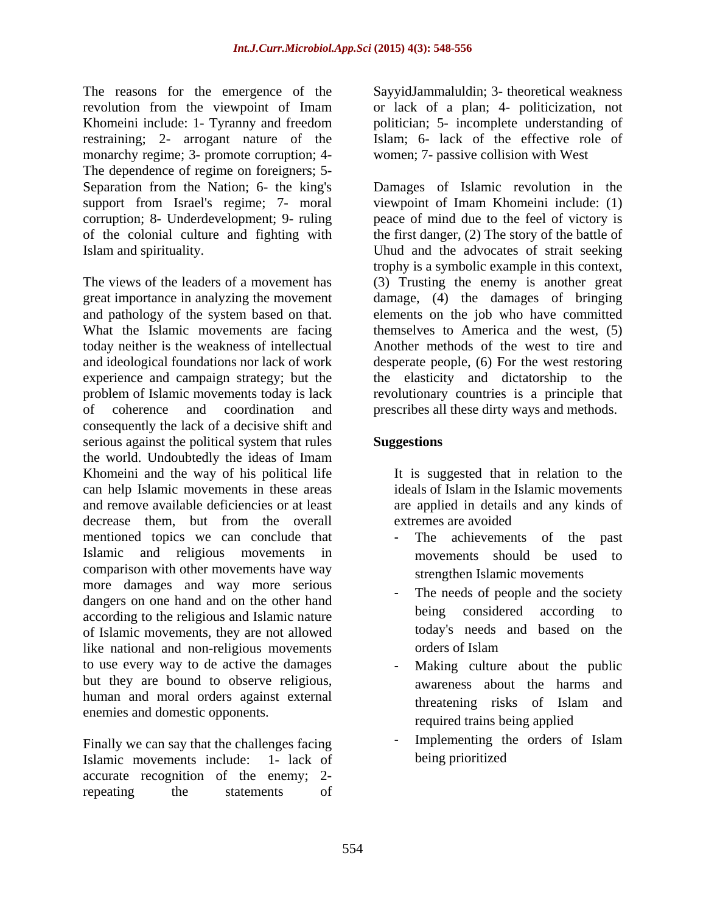The reasons for the emergence of the revolution from the viewpoint of Imam Khomeini include: 1- Tyranny and freedom restraining; 2- arrogant nature of the monarchy regime; 3- promote corruption; 4- The dependence of regime on foreigners; 5- Separation from the Nation; 6- the king's support from Israel's regime; 7- moral corruption; 8- Underdevelopment; 9- ruling of the colonial culture and fighting with Islam and spirituality.

The views of the leaders of a movement has great importance in analyzing the movement and pathology of the system based on that. What the Islamic movements are facing today neither is the weakness of intellectual and ideological foundations nor lack of work experience and campaign strategy; but the problem of Islamic movements today is lack of coherence and coordination and consequently the lack of a decisive shift and serious against the political system that rules the world. Undoubtedly the ideas of Imam Khomeini and the way of his political life can help Islamic movements in these areas and remove available deficiencies or at least decrease them, but from the overall mentioned topics we can conclude that Islamic and religious movements in comparison with other movements have way more damages and way more serious dangers on one hand and on the other hand according to the religious and Islamic nature of Islamic movements, they are not allowed like national and non-religious movements to use every way to de active the damages but they are bound to observe religious, human and moral orders against external enemies and domestic opponents.

Finally we can say that the challenges facing Islamic movements include: 1- lack of accurate recognition of the enemy; 2- repeating the statements of SayyidJammaluldin; 3- theoretical weakness or lack of a plan; 4- politicization, not politician; 5- incomplete understanding of Islam; 6- lack of the effective role of women; 7- passive collision with West

Damages of Islamic revolution in the viewpoint of Imam Khomeini include: (1) peace of mind due to the feel of victory is the first danger, (2) The story of the battle of Uhud and the advocates of strait seeking trophy is a symbolic example in this context, (3) Trusting the enemy is another great damage, (4) the damages of bringing elements on the job who have committed themselves to America and the west, (5) Another methods of the west to tire and desperate people, (6) For the west restoring the elasticity and dictatorship to the revolutionary countries is a principle that prescribes all these dirty ways and methods.

## Suggestions

It is suggested that in relation to the ideals of Islam in the Islamic movements are applied in details and any kinds of extremes are avoided

- The achievements of the past movements should be used to strengthen Islamic movements
- The needs of people and the society being considered according to today's needs and based on the orders of Islam
- Making culture about the public awareness about the harms and threatening risks of Islam and required trains being applied
- Implementing the orders of Islam being prioritized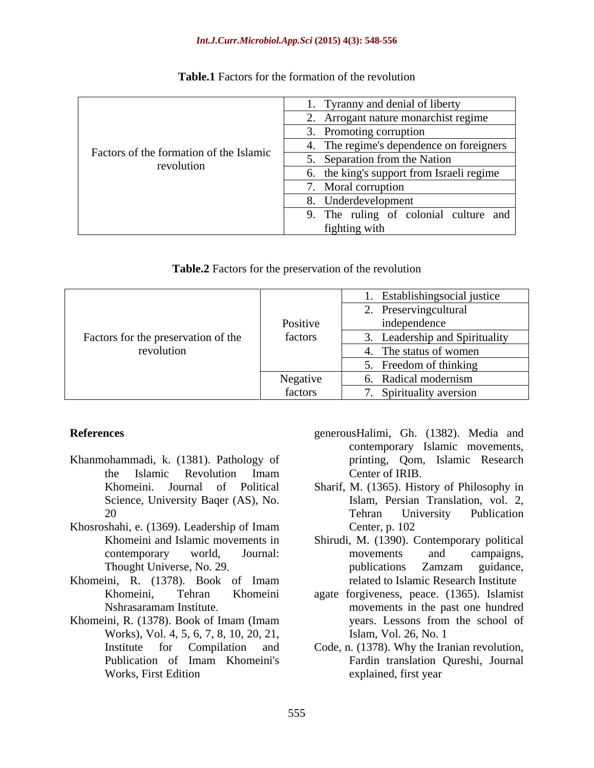**Table.1** Factors for the formation of the revolution

| | |
|---|---|
| Factors of the formation of the Islamic revolution | 1. Tyranny and denial of liberty |
| | 2. Arrogant nature monarchist regime |
| | 3. Promoting corruption |
| | 4. The regime's dependence on foreigners |
| | 5. Separation from the Nation |
| | 6. the king's support from Israeli regime |
| | 7. Moral corruption |
| | 8. Underdevelopment |
| | 9. The ruling of colonial culture and fighting with |

**Table.2** Factors for the preservation of the revolution

| | | |
|---|---|---|
| Factors for the preservation of the revolution | Positive factors | 1. Establishingsocial justice |
| | | 2. Preservingcultural independence |
| | | 3. Leadership and Spirituality |
| | | 4. The status of women |
| | | 5. Freedom of thinking |
| | Negative factors | 6. Radical modernism |
| | | 7. Spirituality aversion |

## References

Khanmohammadi, k. (1381). Pathology of the Islamic Revolution Imam Khomeini. Journal of Political Science, University Baqer (AS), No. 20

Khosroshahi, e. (1369). Leadership of Imam Khomeini and Islamic movements in contemporary world, Journal: Thought Universe, No. 29.

Khomeini, R. (1378). Book of Imam Khomeini, Tehran Khomeini Nshrasaramam Institute.

Khomeini, R. (1378). Book of Imam (Imam Works), Vol. 4, 5, 6, 7, 8, 10, 20, 21, Institute for Compilation and Publication of Imam Khomeini's Works, First Edition

generousHalimi, Gh. (1382). Media and contemporary Islamic movements, printing, Qom, Islamic Research Center of IRIB.

Sharif, M. (1365). History of Philosophy in Islam, Persian Translation, vol. 2, Tehran University Publication Center, p. 102

Shirudi, M. (1390). Contemporary political movements and campaigns, publications Zamzam guidance, related to Islamic Research Institute

agate forgiveness, peace. (1365). Islamist movements in the past one hundred years. Lessons from the school of Islam, Vol. 26, No. 1

Code, n. (1378). Why the Iranian revolution, Fardin translation Qureshi, Journal explained, first year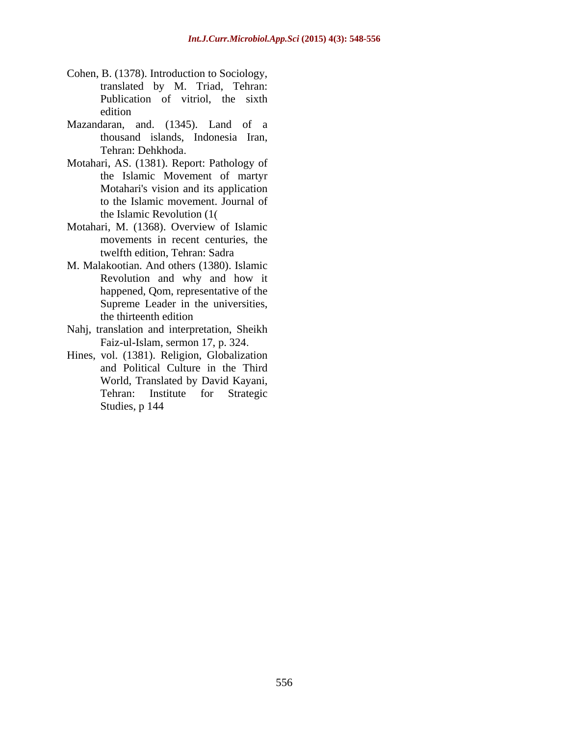Cohen, B. (1378). Introduction to Sociology, translated by M. Triad, Tehran: Publication of vitriol, the sixth edition

Mazandaran, and. (1345). Land of a thousand islands, Indonesia Iran, Tehran: Dehkhoda.

Motahari, AS. (1381). Report: Pathology of the Islamic Movement of martyr Motahari's vision and its application to the Islamic movement. Journal of the Islamic Revolution (1(

Motahari, M. (1368). Overview of Islamic movements in recent centuries, the twelfth edition, Tehran: Sadra

M. Malakootian. And others (1380). Islamic Revolution and why and how it happened, Qom, representative of the Supreme Leader in the universities, the thirteenth edition

Nahj, translation and interpretation, Sheikh Faiz-ul-Islam, sermon 17, p. 324.

Hines, vol. (1381). Religion, Globalization and Political Culture in the Third World, Translated by David Kayani, Tehran: Institute for Strategic Studies, p 144